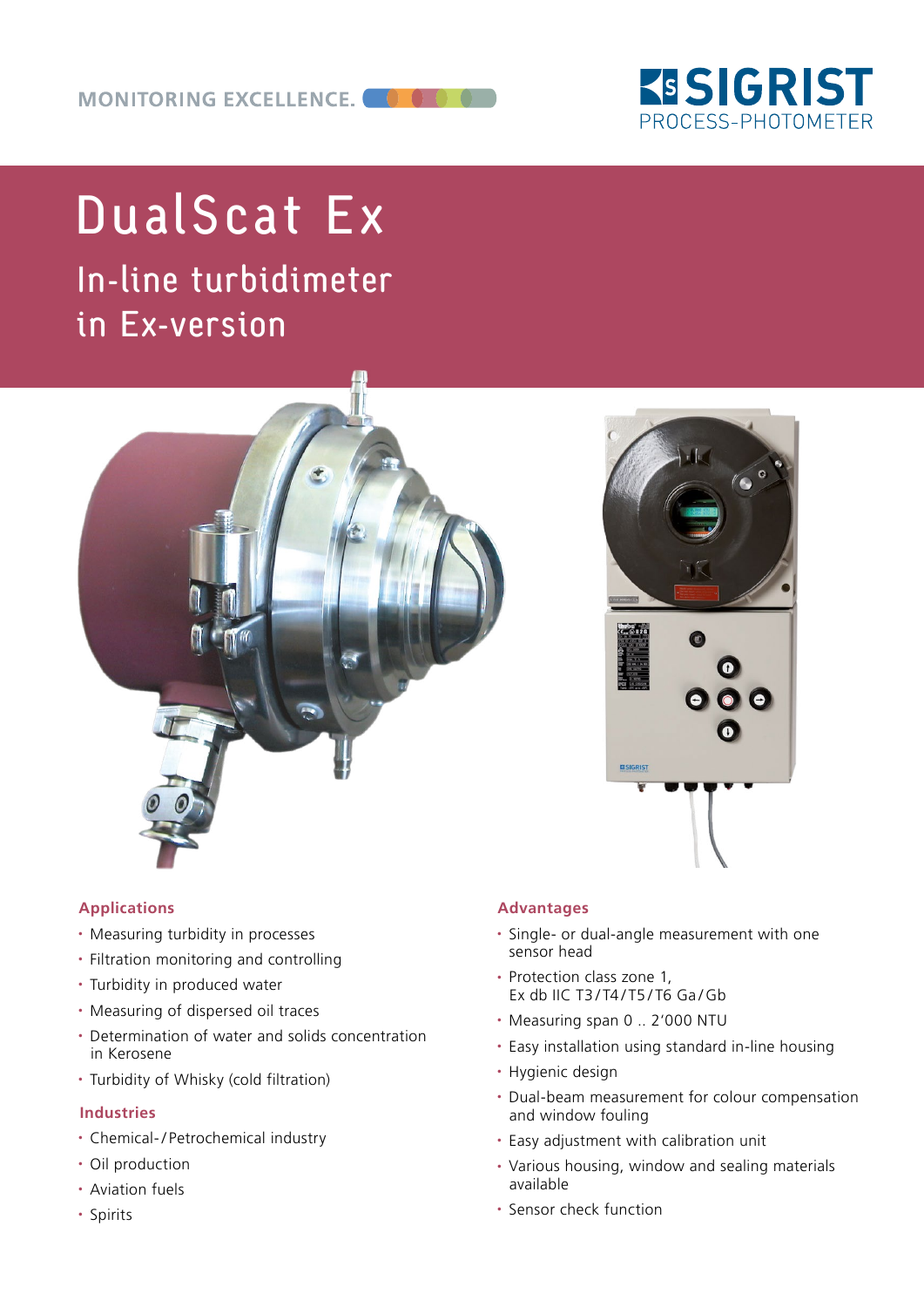MONITORING EXCELLENCE.

SIGRIST PROCESS-PHOTOMETER

# DualScat Ex

## In-line turbidimeter in Ex-version

### Applications

- Measuring turbidity in processes
- Filtration monitoring and controlling
- Turbidity in produced water
- Measuring of dispersed oil traces
- Determination of water and solids concentration in Kerosene
- Turbidity of Whisky (cold filtration)

### Industries

- Chemical-/Petrochemical industry
- Oil production
- Aviation fuels
- Spirits

### Advantages

- Single- or dual-angle measurement with one sensor head
- Protection class zone 1, Ex db IIC T3/T4/T5/T6 Ga/Gb
- Measuring span 0 .. 2'000 NTU
- Easy installation using standard in-line housing
- Hygienic design
- Dual-beam measurement for colour compensation and window fouling
- Easy adjustment with calibration unit
- Various housing, window and sealing materials available
- Sensor check function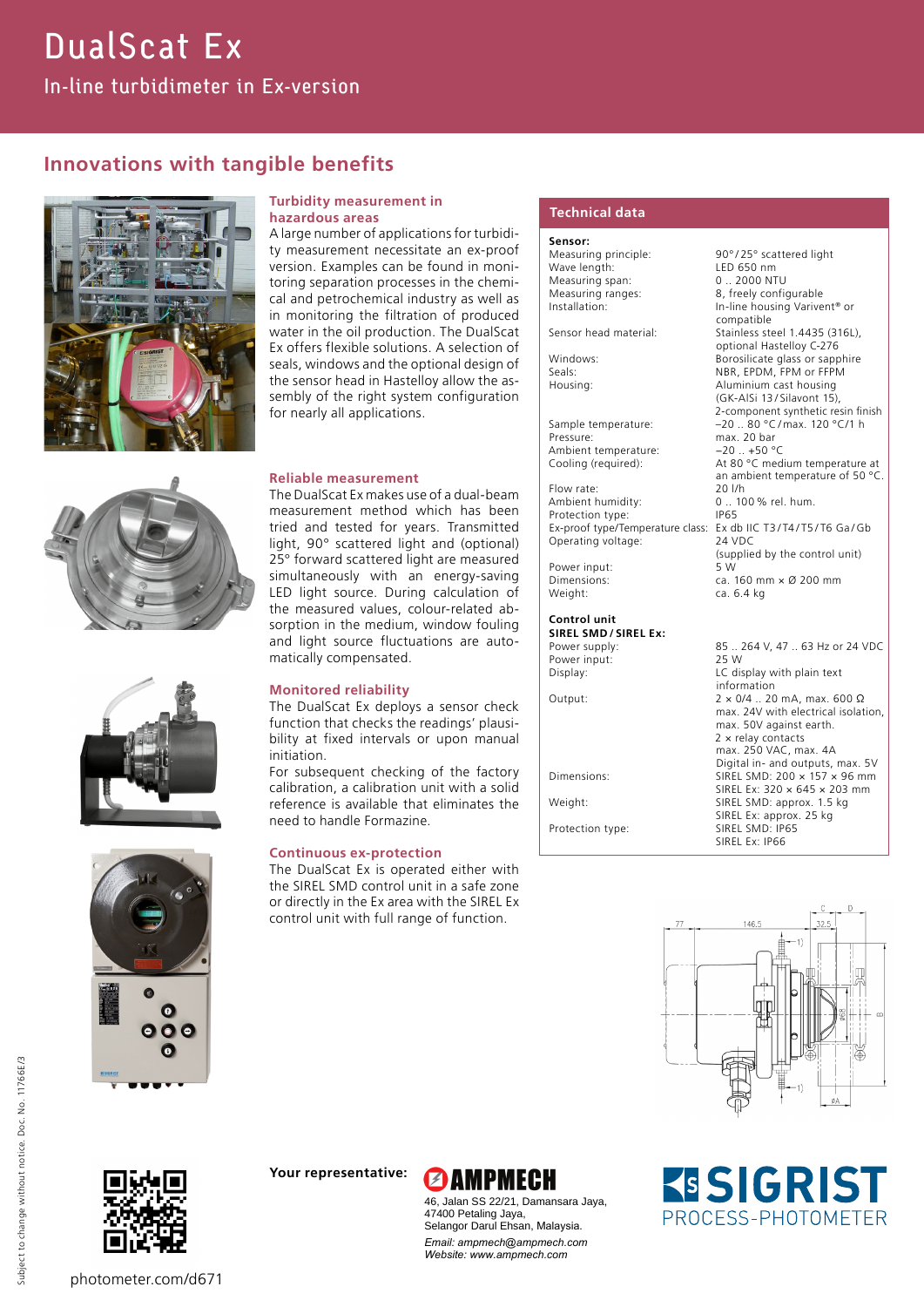# DualScat Ex

In-line turbidimeter in Ex-version

## Innovations with tangible benefits

### Turbidity measurement in hazardous areas

A large number of applications for turbidity measurement necessitate an ex-proof version. Examples can be found in monitoring separation processes in the chemical and petrochemical industry as well as in monitoring the filtration of produced water in the oil production. The DualScat Ex offers flexible solutions. A selection of seals, windows and the optional design of the sensor head in Hastelloy allow the assembly of the right system configuration for nearly all applications.

### Reliable measurement

The DualScat Ex makes use of a dual-beam measurement method which has been tried and tested for years. Transmitted light, 90° scattered light and (optional) 25° forward scattered light are measured simultaneously with an energy-saving LED light source. During calculation of the measured values, colour-related absorption in the medium, window fouling and light source fluctuations are automatically compensated.

### Monitored reliability

The DualScat Ex deploys a sensor check function that checks the readings' plausibility at fixed intervals or upon manual initiation.

For subsequent checking of the factory calibration, a calibration unit with a solid reference is available that eliminates the need to handle Formazine.

### Continuous ex-protection

The DualScat Ex is operated either with the SIREL SMD control unit in a safe zone or directly in the Ex area with the SIREL Ex control unit with full range of function.

## Technical data

**Sensor:**

| | |
|---|---|
| Measuring principle: | 90°/25° scattered light |
| Wave length: | LED 650 nm |
| Measuring span: | 0 .. 2000 NTU |
| Measuring ranges: | 8, freely configurable |
| Installation: | In-line housing Varivent® or compatible |
| Sensor head material: | Stainless steel 1.4435 (316L), optional Hastelloy C-276 |
| Windows: | Borosilicate glass or sapphire |
| Seals: | NBR, EPDM, FPM or FFPM |
| Housing: | Aluminium cast housing (GK-AlSi 13/Silavont 15), 2-component synthetic resin finish |
| Sample temperature: | −20 .. 80 °C/max. 120 °C/1 h |
| Pressure: | max. 20 bar |
| Ambient temperature: | −20 .. +50 °C |
| Cooling (required): | At 80 °C medium temperature at an ambient temperature of 50 °C. |
| Flow rate: | 20 l/h |
| Ambient humidity: | 0 .. 100 % rel. hum. |
| Protection type: | IP65 |
| Ex-proof type/Temperature class: | Ex db IIC T3/T4/T5/T6 Ga/Gb |
| Operating voltage: | 24 VDC (supplied by the control unit) |
| Power input: | 5 W |
| Dimensions: | ca. 160 mm × Ø 200 mm |
| Weight: | ca. 6.4 kg |

**Control unit**
**SIREL SMD / SIREL Ex:**

| | |
|---|---|
| Power supply: | 85 .. 264 V, 47 .. 63 Hz or 24 VDC |
| Power input: | 25 W |
| Display: | LC display with plain text information |
| Output: | 2 × 0/4 .. 20 mA, max. 600 Ω max. 24V with electrical isolation, max. 50V against earth. 2 × relay contacts max. 250 VAC, max. 4A Digital in- and outputs, max. 5V |
| Dimensions: | SIREL SMD: 200 × 157 × 96 mm SIREL Ex: 320 × 645 × 203 mm |
| Weight: | SIREL SMD: approx. 1.5 kg SIREL Ex: approx. 25 kg |
| Protection type: | SIREL SMD: IP65 SIREL Ex: IP66 |

77
146.5
32.5
C
D
1)
1)
ØA
B

**Your representative:**

AMPMECH
46, Jalan SS 22/21, Damansara Jaya,
47400 Petaling Jaya,
Selangor Darul Ehsan, Malaysia.
*Email: ampmech@ampmech.com*
*Website: www.ampmech.com*

SIGRIST PROCESS-PHOTOMETER

photometer.com/d671

Subject to change without notice. Doc. No. 11766E/3